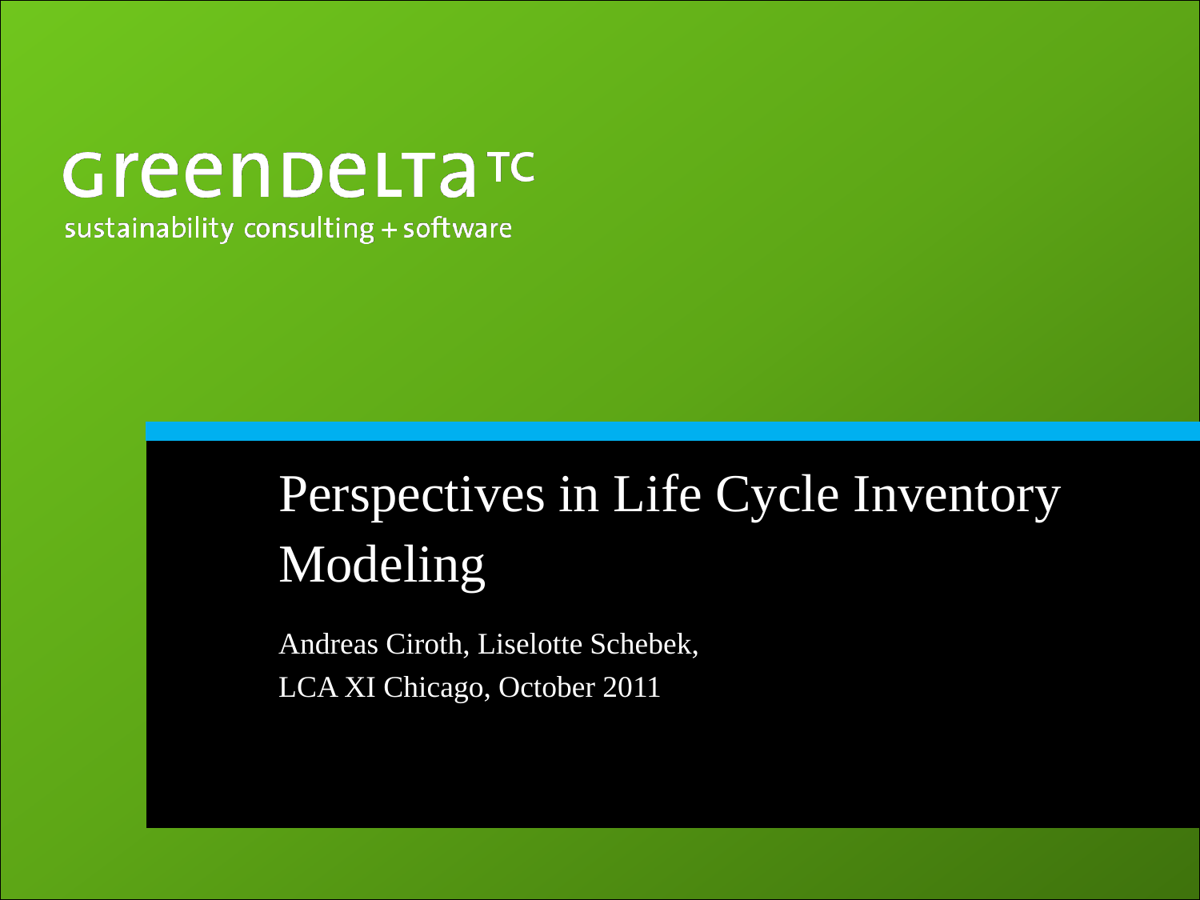GreenDeLTa TC

sustainability consulting + software

# Perspectives in Life Cycle Inventory Modeling

Andreas Ciroth, Liselotte Schebek,

LCA XI Chicago, October 2011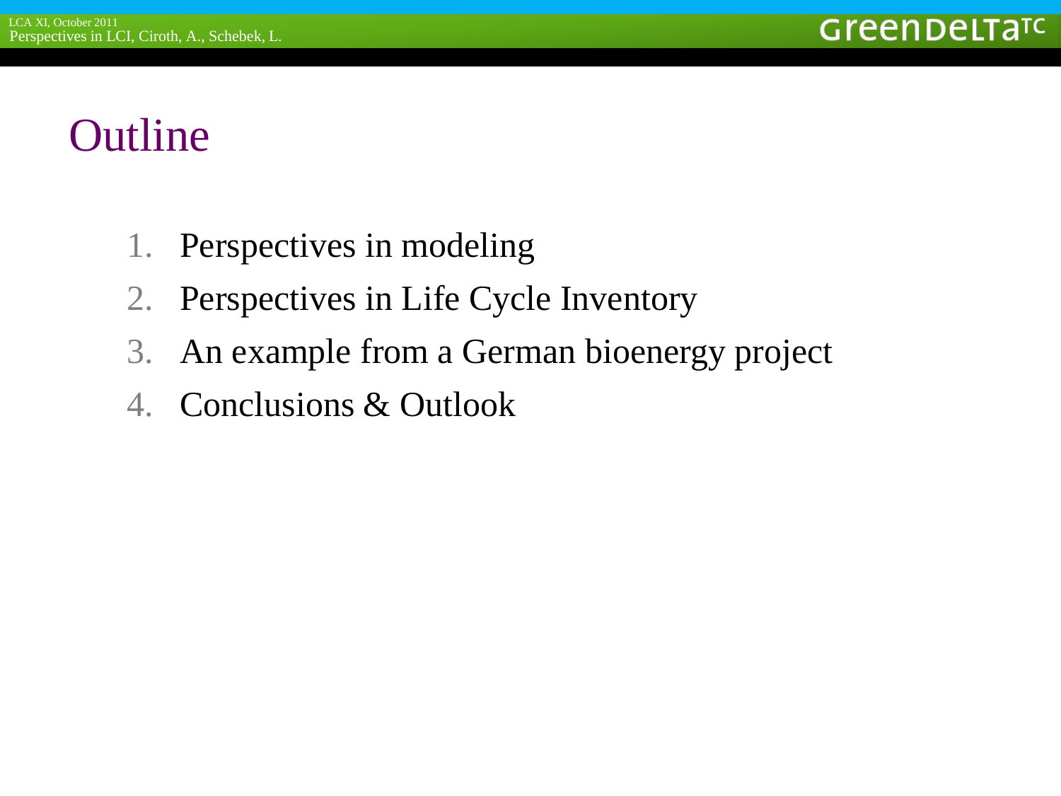# Outline

1. Perspectives in modeling
2. Perspectives in Life Cycle Inventory
3. An example from a German bioenergy project
4. Conclusions & Outlook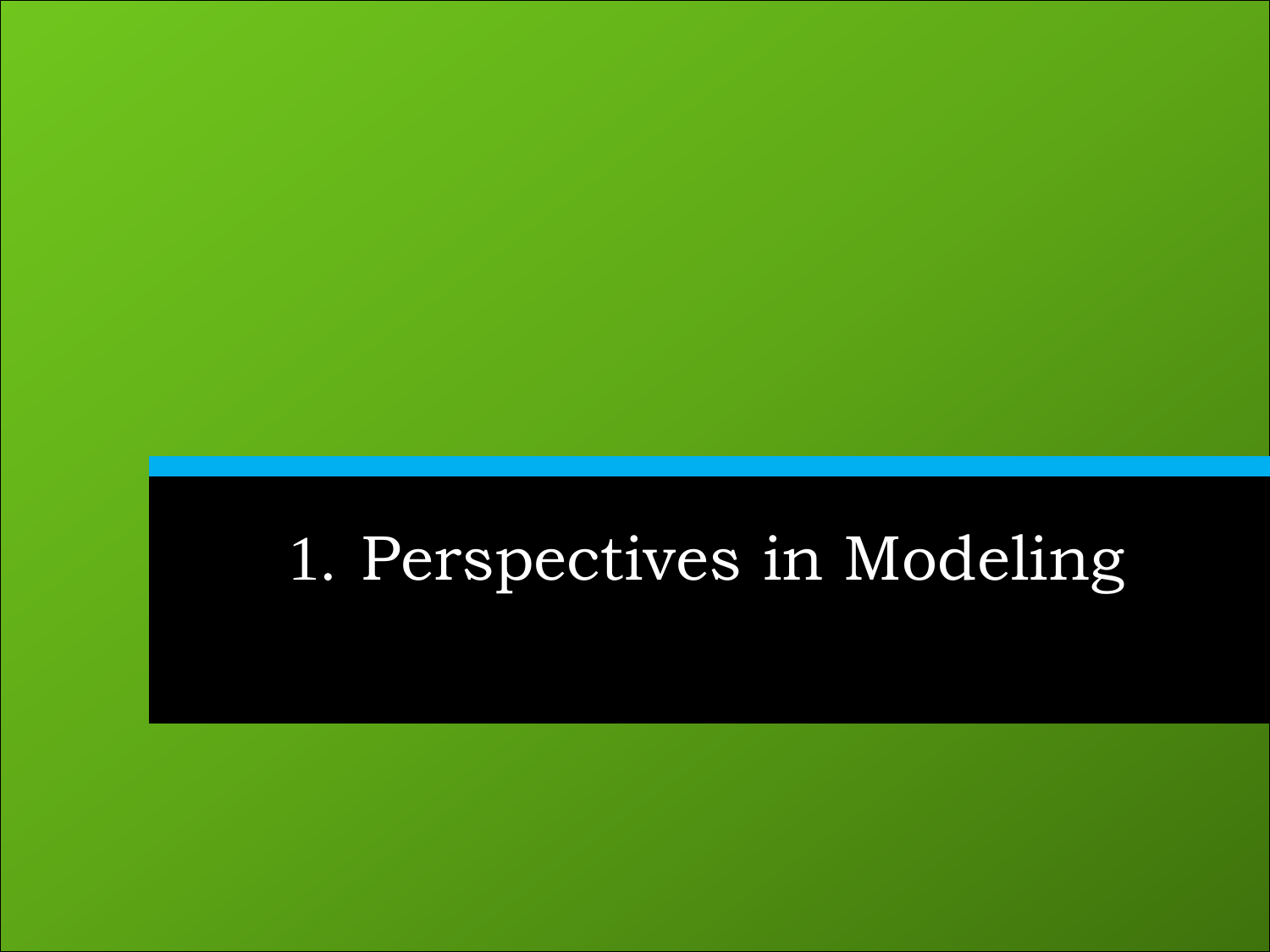# 1. Perspectives in Modeling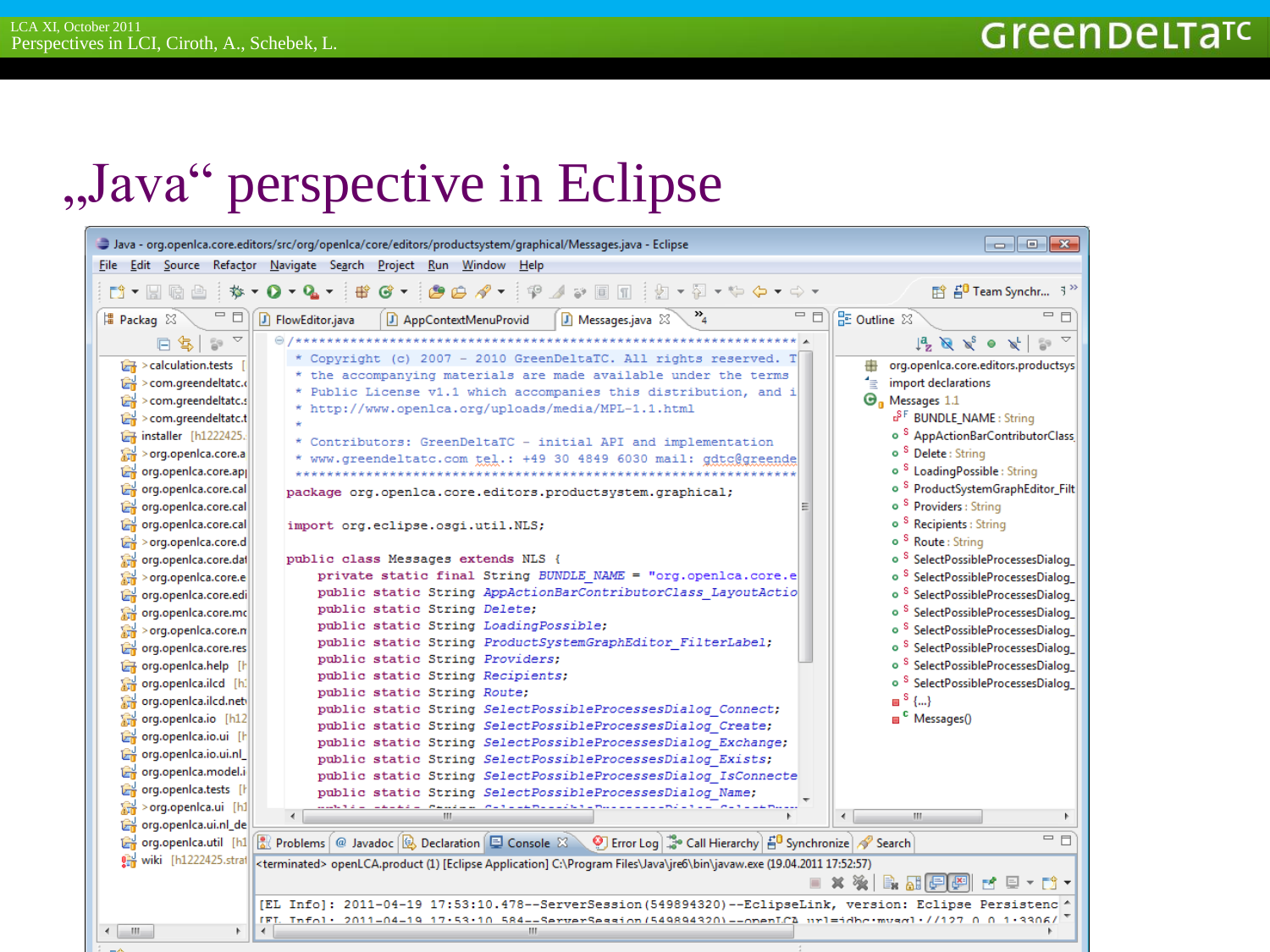# „Java“ perspective in Eclipse

Java - org.openlca.core.editors/src/org/openlca/core/editors/productsystem/graphical/Messages.java - Eclipse

File Edit Source Refactor Navigate Search Project Run Window Help

```
/*******************************************************************************
 * Copyright (c) 2007 - 2010 GreenDeltaTC. All rights reserved. T
 * the accompanying materials are made available under the terms
 * Public License v1.1 which accompanies this distribution, and i
 * http://www.openlca.org/uploads/media/MPL-1.1.html
 *
 * Contributors: GreenDeltaTC - initial API and implementation
 * www.greendeltatc.com tel.: +49 30 4849 6030 mail: gdtc@greende
 ******************************************************************************/
package org.openlca.core.editors.productsystem.graphical;

import org.eclipse.osgi.util.NLS;

public class Messages extends NLS {
    private static final String BUNDLE_NAME = "org.openlca.core.e
    public static String AppActionBarContributorClass_LayoutActio
    public static String Delete;
    public static String LoadingPossible;
    public static String ProductSystemGraphEditor_FilterLabel;
    public static String Providers;
    public static String Recipients;
    public static String Route;
    public static String SelectPossibleProcessesDialog_Connect;
    public static String SelectPossibleProcessesDialog_Create;
    public static String SelectPossibleProcessesDialog_Exchange;
    public static String SelectPossibleProcessesDialog_Exists;
    public static String SelectPossibleProcessesDialog_IsConnecte
    public static String SelectPossibleProcessesDialog_Name;
```

```
<terminated> openLCA.product (1) [Eclipse Application] C:\Program Files\Java\jre6\bin\javaw.exe (19.04.2011 17:52:57)

[EL Info]: 2011-04-19 17:53:10.478--ServerSession(549894320)--EclipseLink, version: Eclipse Persistenc
[EL Info]: 2011-04-19 17:53:10.584--ServerSession(549894320)--openLCA url=jdbc:mysql://127.0.0.1:3306/
```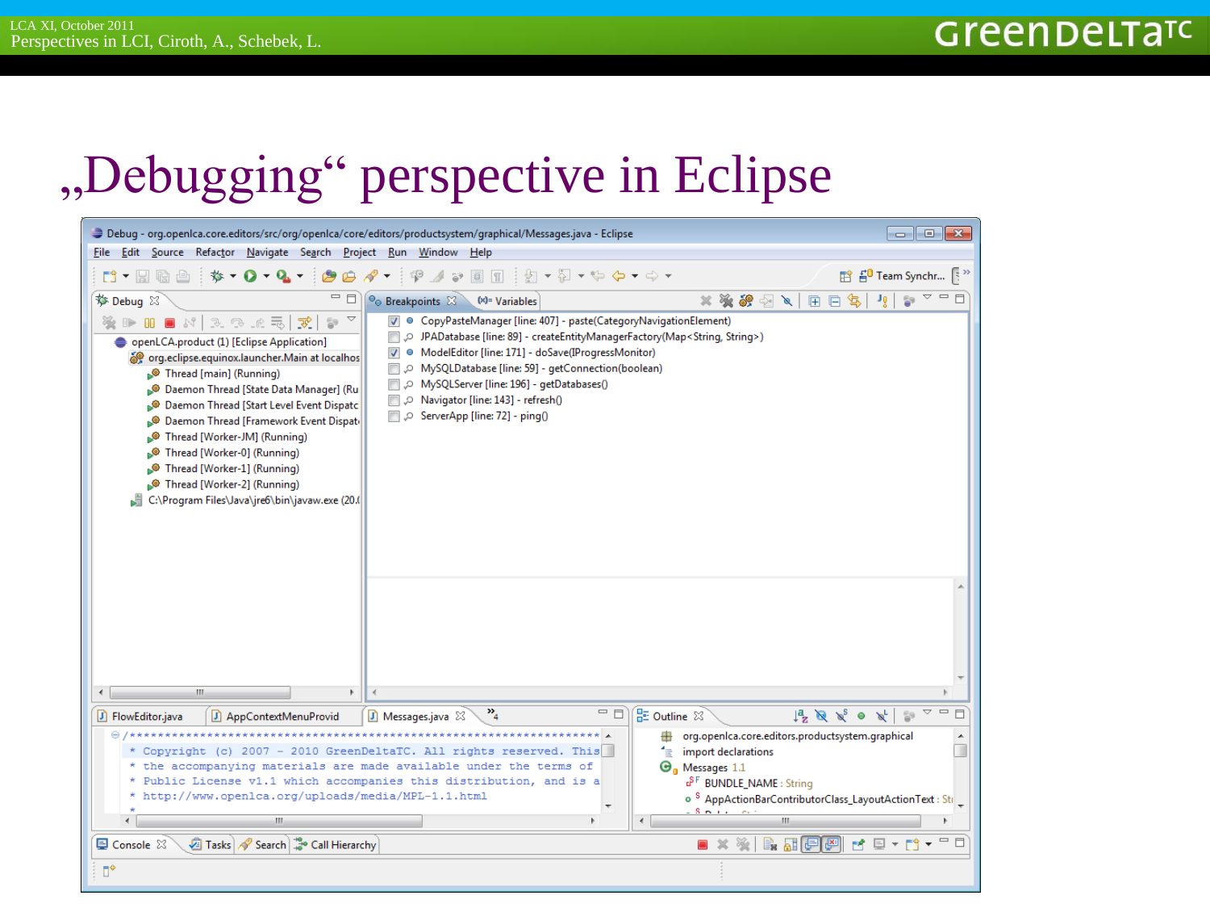# „Debugging“ perspective in Eclipse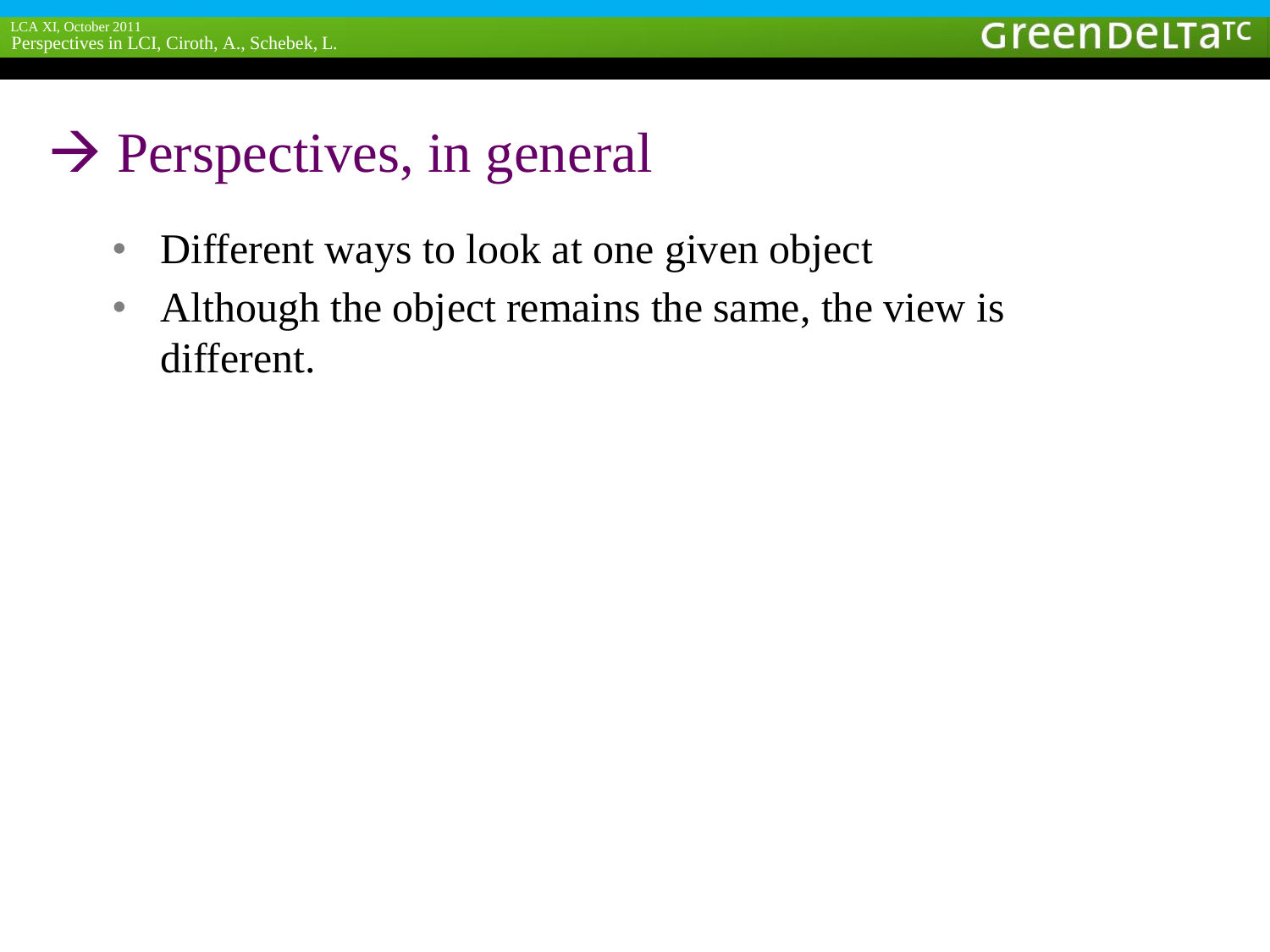# → Perspectives, in general

- Different ways to look at one given object
- Although the object remains the same, the view is different.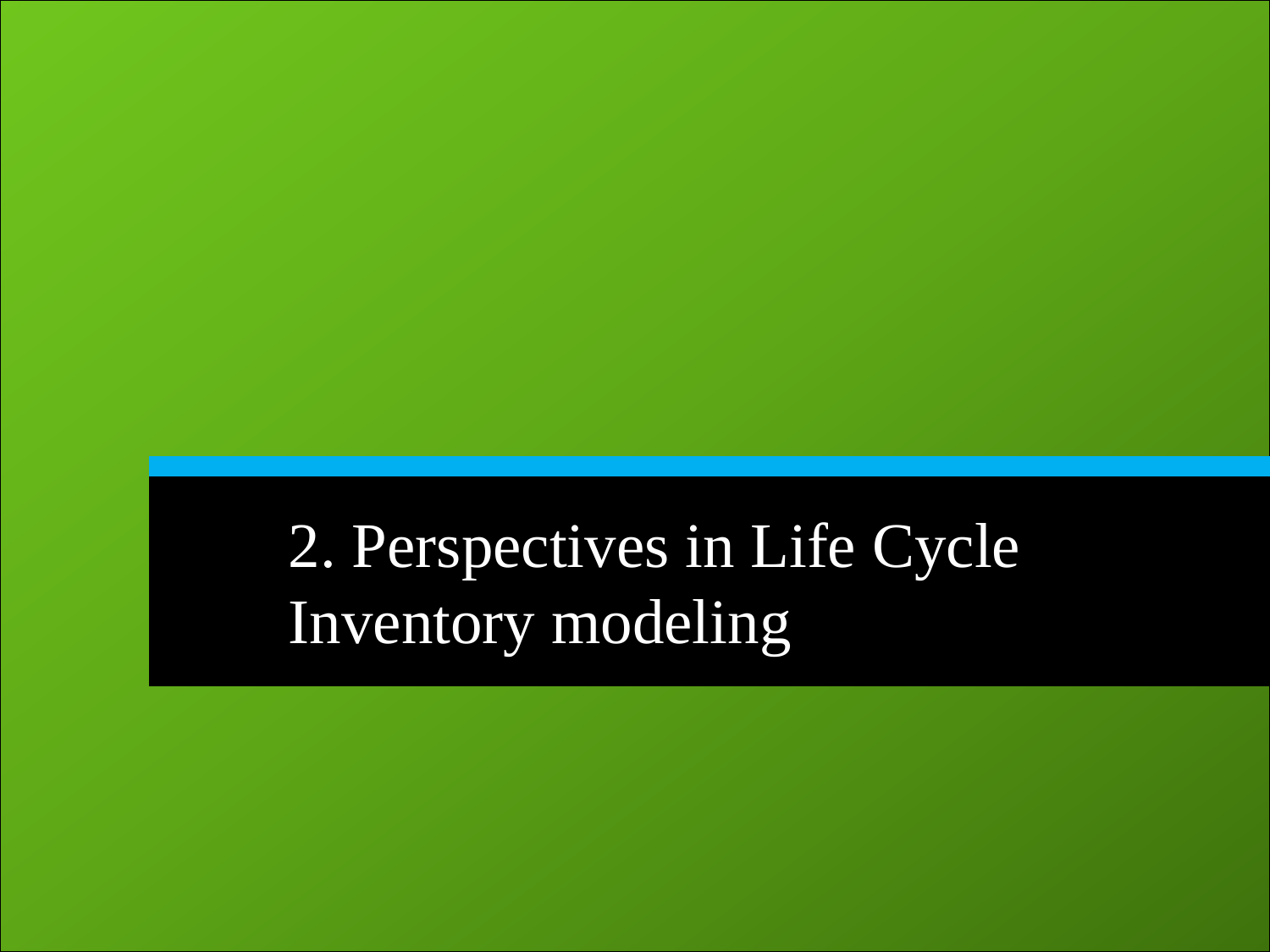# 2. Perspectives in Life Cycle Inventory modeling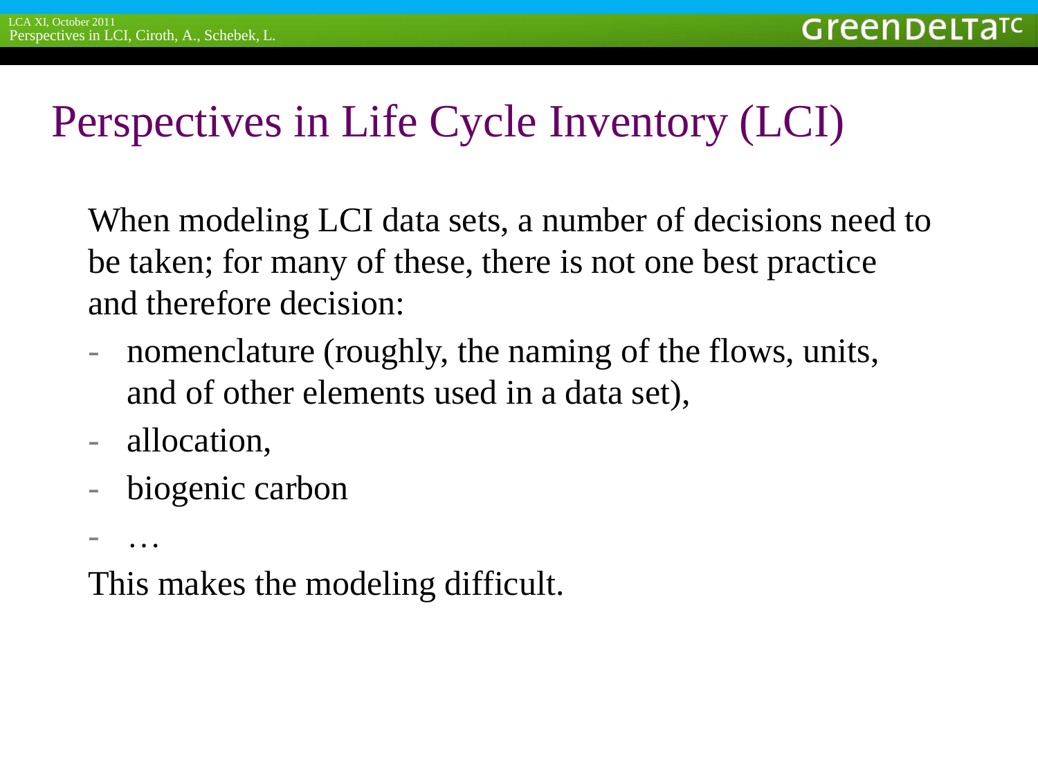# Perspectives in Life Cycle Inventory (LCI)

When modeling LCI data sets, a number of decisions need to be taken; for many of these, there is not one best practice and therefore decision:

- nomenclature (roughly, the naming of the flows, units, and of other elements used in a data set),
- allocation,
- biogenic carbon
- …

This makes the modeling difficult.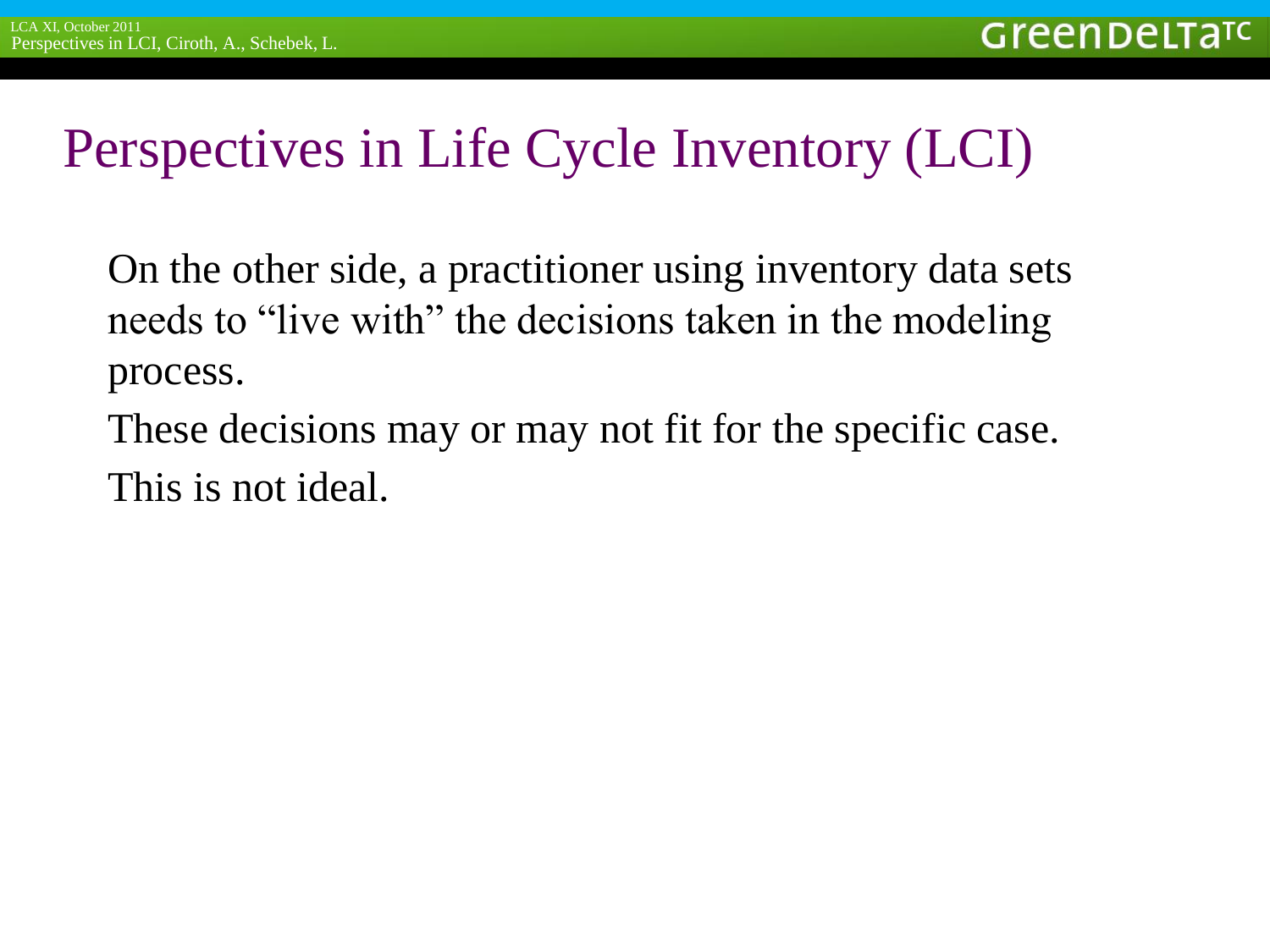# Perspectives in Life Cycle Inventory (LCI)

On the other side, a practitioner using inventory data sets needs to “live with” the decisions taken in the modeling process.

These decisions may or may not fit for the specific case.

This is not ideal.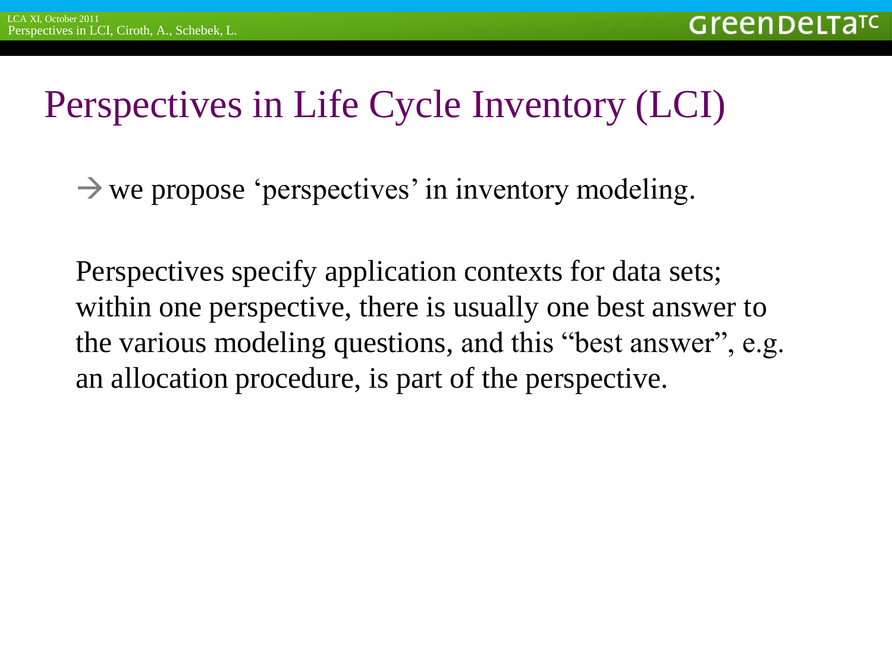# Perspectives in Life Cycle Inventory (LCI)

→ we propose ‘perspectives’ in inventory modeling.

Perspectives specify application contexts for data sets; within one perspective, there is usually one best answer to the various modeling questions, and this “best answer”, e.g. an allocation procedure, is part of the perspective.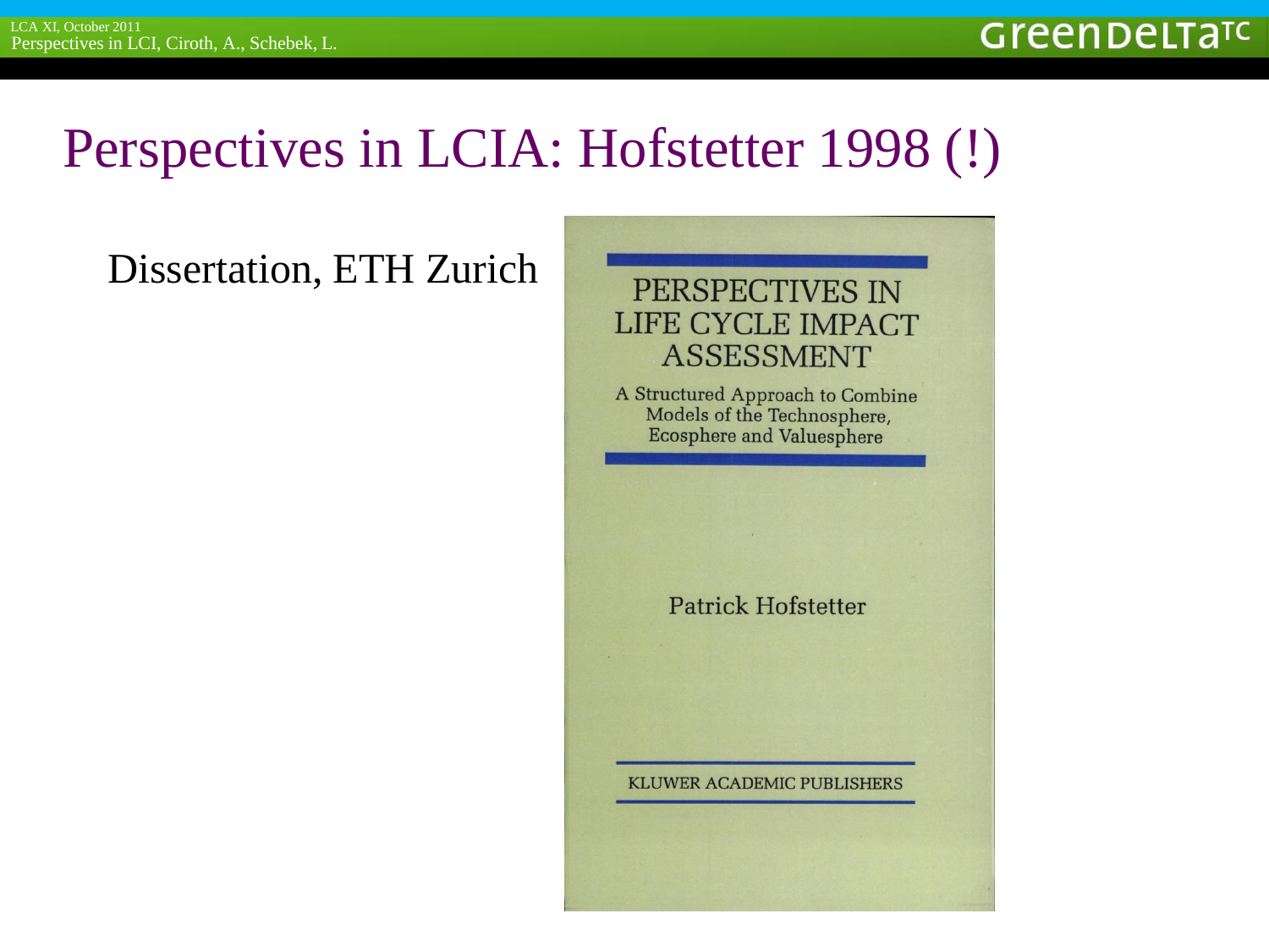# Perspectives in LCIA: Hofstetter 1998 (!)

Dissertation, ETH Zurich

PERSPECTIVES IN LIFE CYCLE IMPACT ASSESSMENT

A Structured Approach to Combine Models of the Technosphere, Ecosphere and Valuesphere

Patrick Hofstetter

KLUWER ACADEMIC PUBLISHERS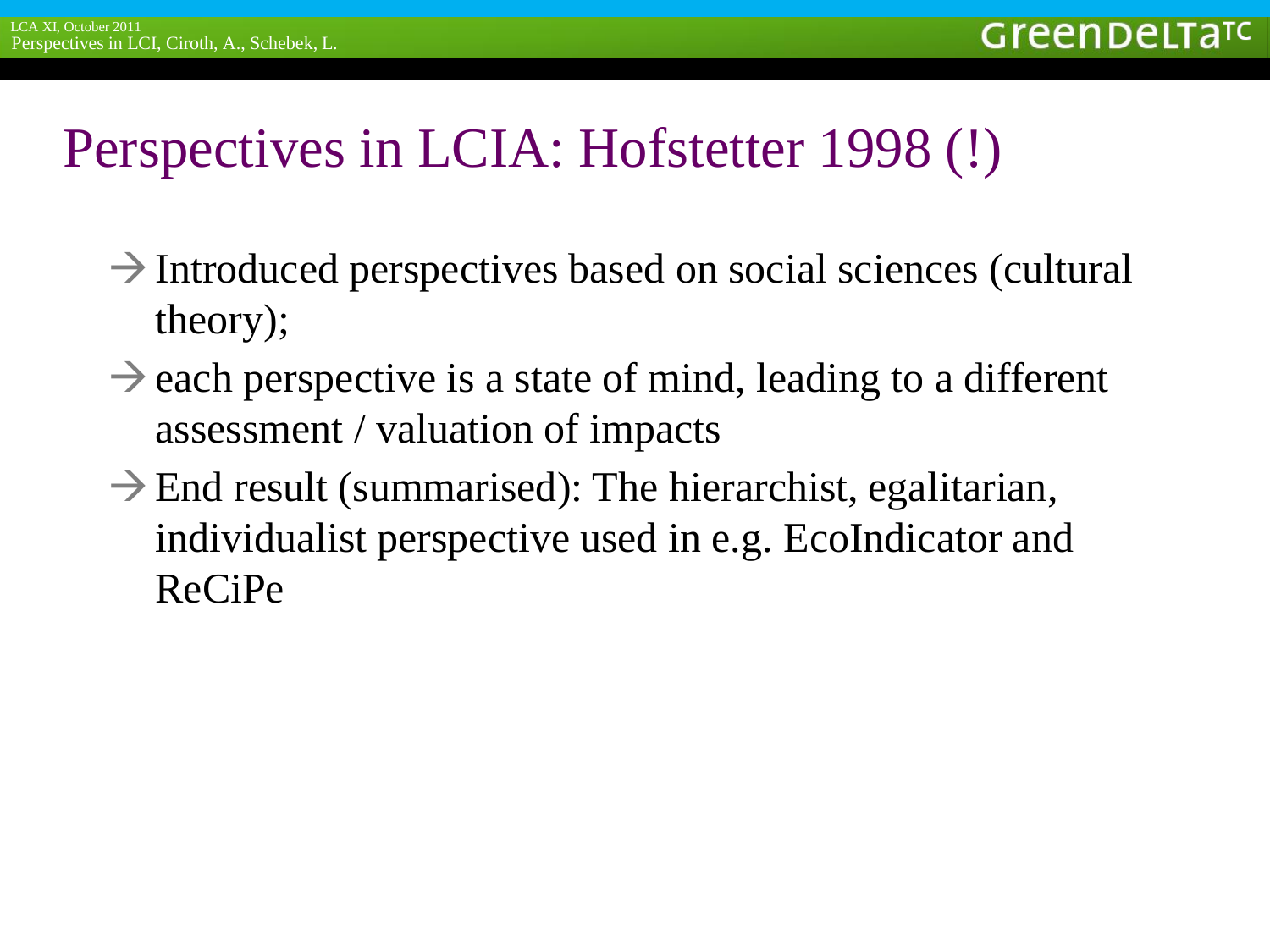# Perspectives in LCIA: Hofstetter 1998 (!)

- → Introduced perspectives based on social sciences (cultural theory);
- → each perspective is a state of mind, leading to a different assessment / valuation of impacts
- → End result (summarised): The hierarchist, egalitarian, individualist perspective used in e.g. EcoIndicator and ReCiPe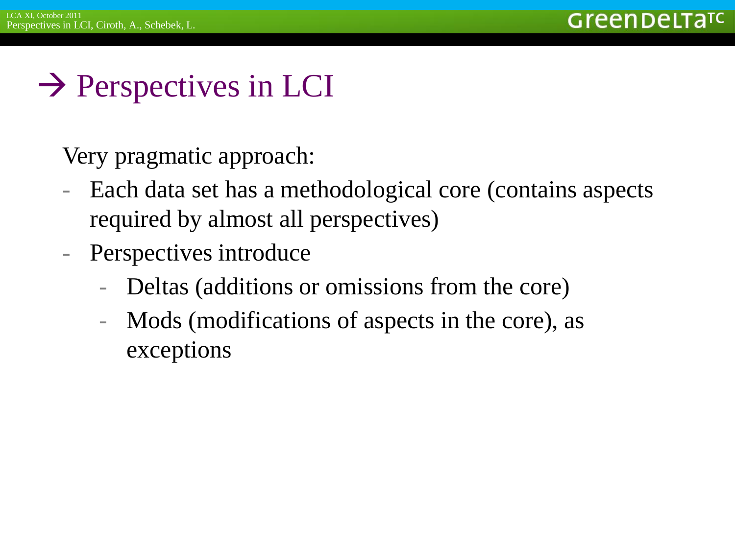# → Perspectives in LCI

Very pragmatic approach:

- Each data set has a methodological core (contains aspects required by almost all perspectives)
- Perspectives introduce
  - Deltas (additions or omissions from the core)
  - Mods (modifications of aspects in the core), as exceptions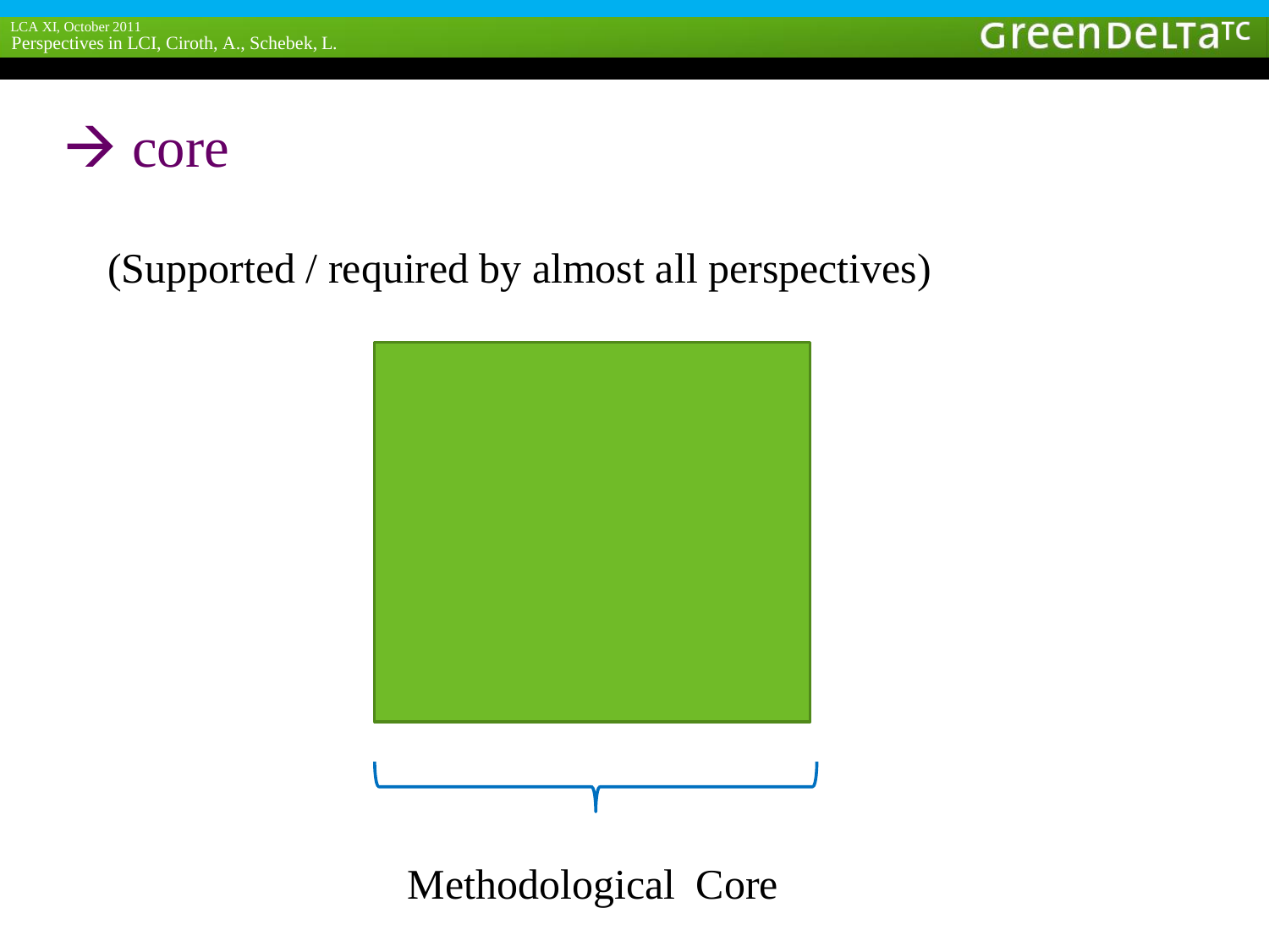# → core

(Supported / required by almost all perspectives)

Methodological Core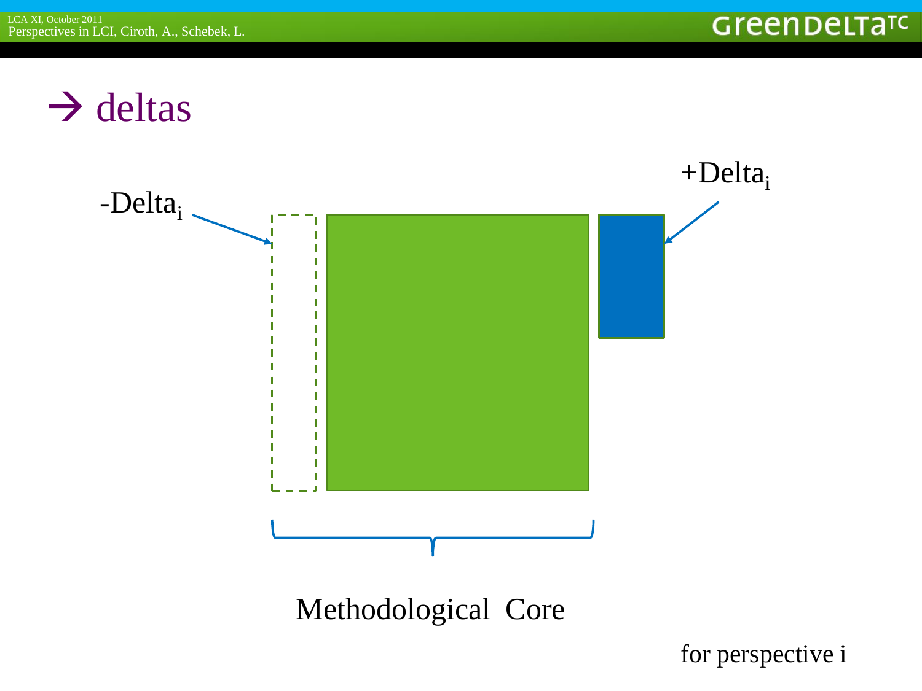# → deltas

-$\text{Delta}_i$

+$\text{Delta}_i$

Methodological Core

for perspective i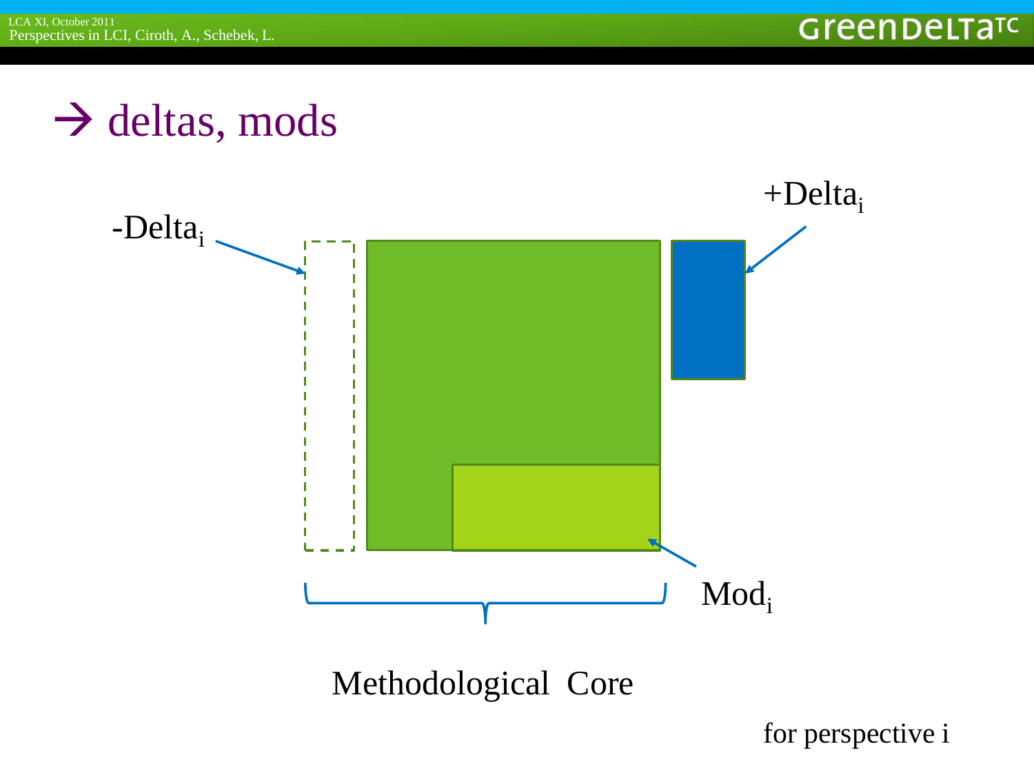# → deltas, mods

$-Delta_i$

$+Delta_i$

$Mod_i$

Methodological Core

for perspective i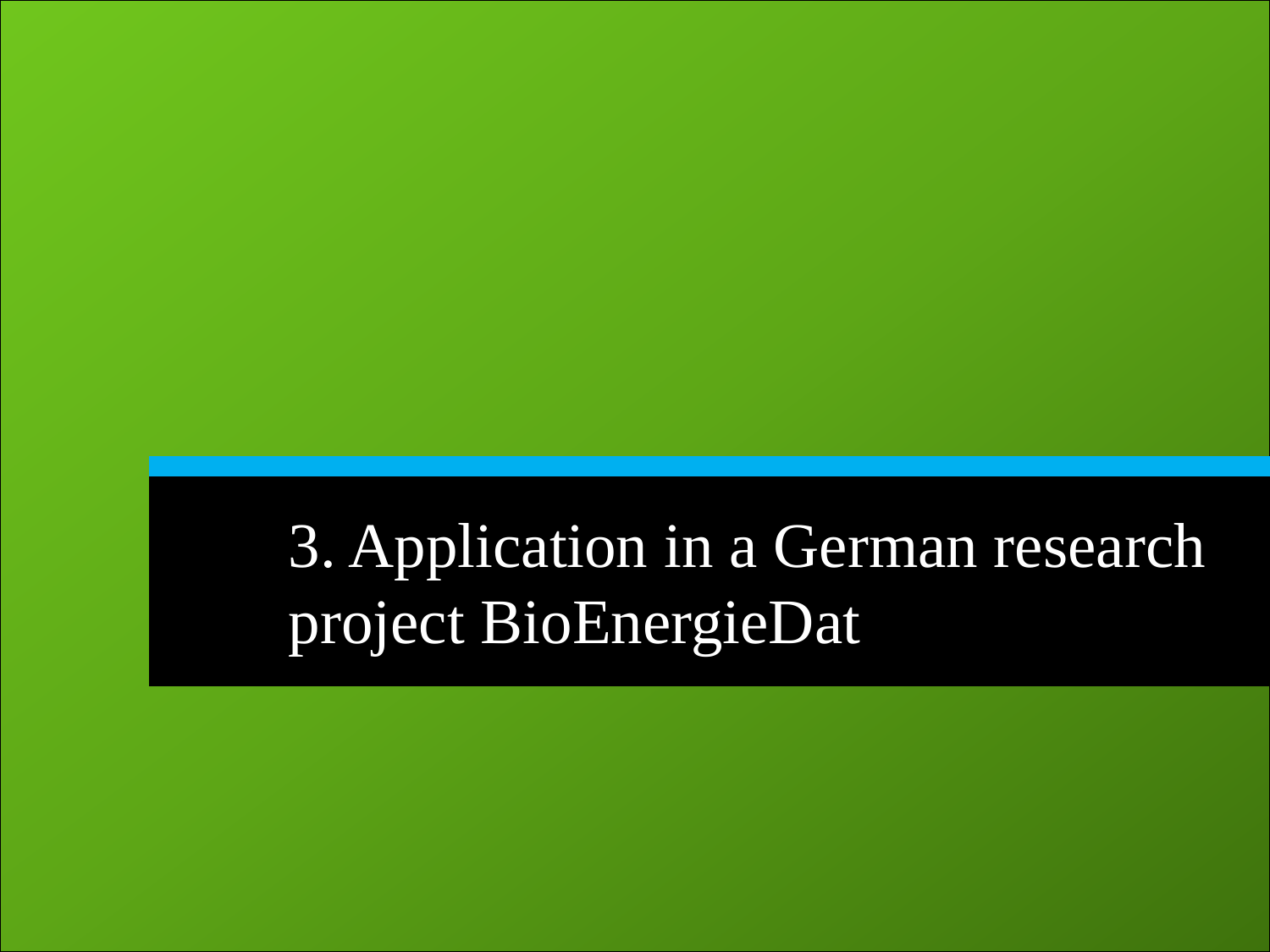# 3. Application in a German research project BioEnergieDat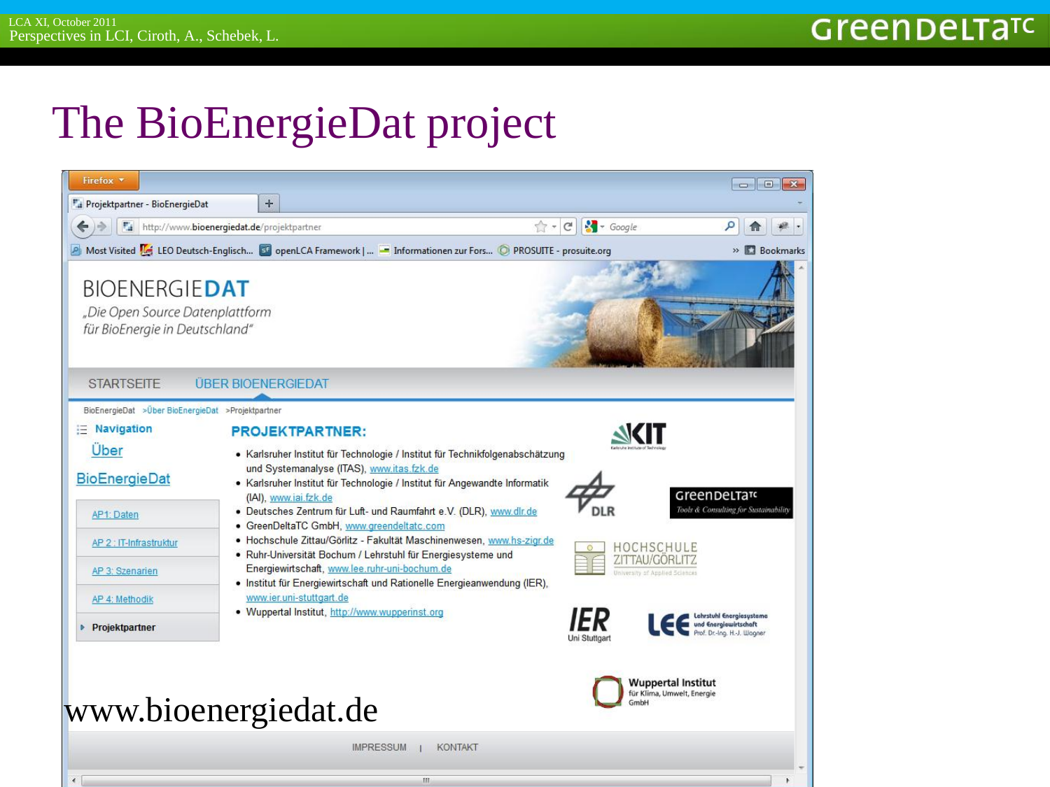# The BioEnergieDat project

BIOENERGIEDAT

„Die Open Source Datenplattform für BioEnergie in Deutschland"

STARTSEITE ÜBER BIOENERGIEDAT

BioEnergieDat >Über BioEnergieDat >Projektpartner

Navigation

Über

BioEnergieDat

- AP1: Daten
- AP 2 : IT-Infrastruktur
- AP 3: Szenarien
- AP 4: Methodik
- Projektpartner

## PROJEKTPARTNER:

- Karlsruher Institut für Technologie / Institut für Technikfolgenabschätzung und Systemanalyse (ITAS), www.itas.fzk.de
- Karlsruher Institut für Technologie / Institut für Angewandte Informatik (IAI), www.iai.fzk.de
- Deutsches Zentrum für Luft- und Raumfahrt e.V. (DLR), www.dlr.de
- GreenDeltaTC GmbH, www.greendeltatc.com
- Hochschule Zittau/Görlitz - Fakultät Maschinenwesen, www.hs-zigr.de
- Ruhr-Universität Bochum / Lehrstuhl für Energiesysteme und Energiewirtschaft, www.lee.ruhr-uni-bochum.de
- Institut für Energiewirtschaft und Rationelle Energieanwendung (IER), www.ier.uni-stuttgart.de
- Wuppertal Institut, http://www.wupperinst.org

www.bioenergiedat.de

IMPRESSUM | KONTAKT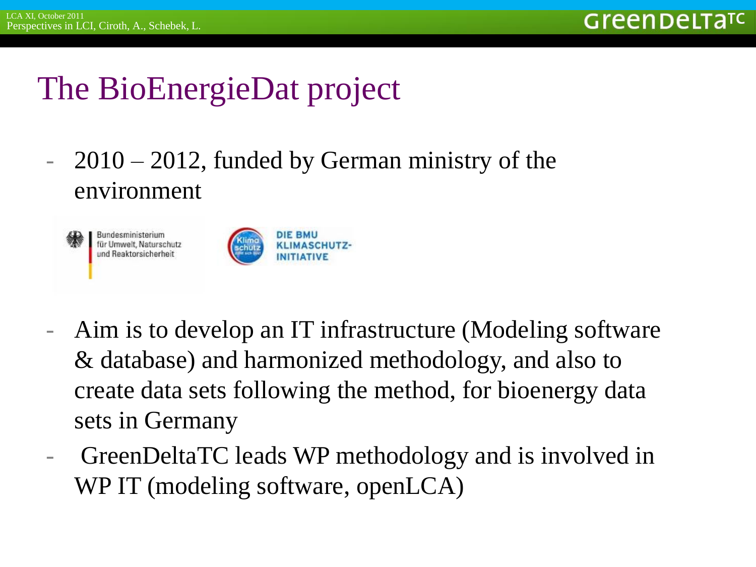# The BioEnergieDat project

- 2010 – 2012, funded by German ministry of the environment

Bundesministerium für Umwelt, Naturschutz und Reaktorsicherheit

DIE BMU KLIMASCHUTZ-INITIATIVE

- Aim is to develop an IT infrastructure (Modeling software & database) and harmonized methodology, and also to create data sets following the method, for bioenergy data sets in Germany
- GreenDeltaTC leads WP methodology and is involved in WP IT (modeling software, openLCA)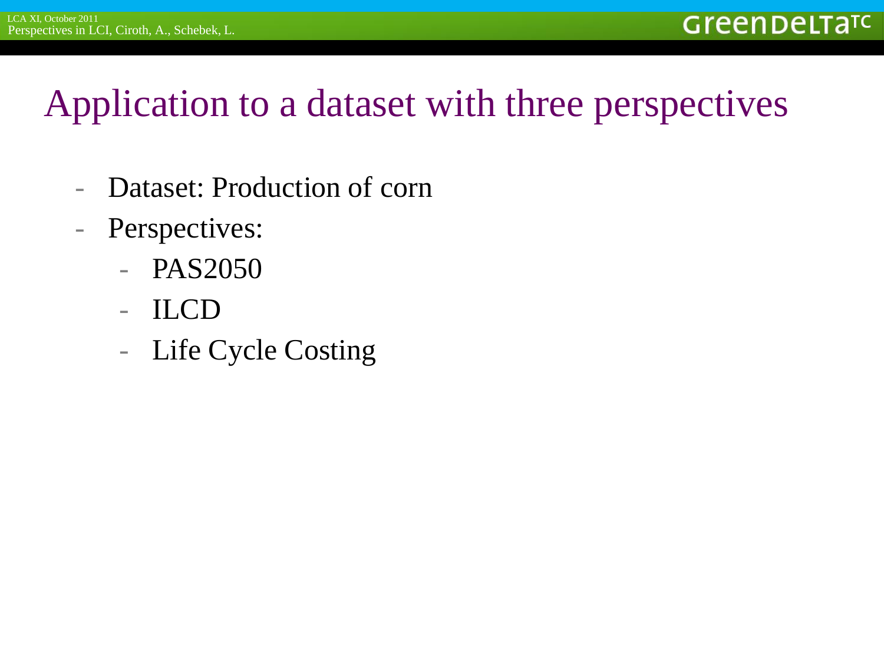# Application to a dataset with three perspectives

- Dataset: Production of corn
- Perspectives:
  - PAS2050
  - ILCD
  - Life Cycle Costing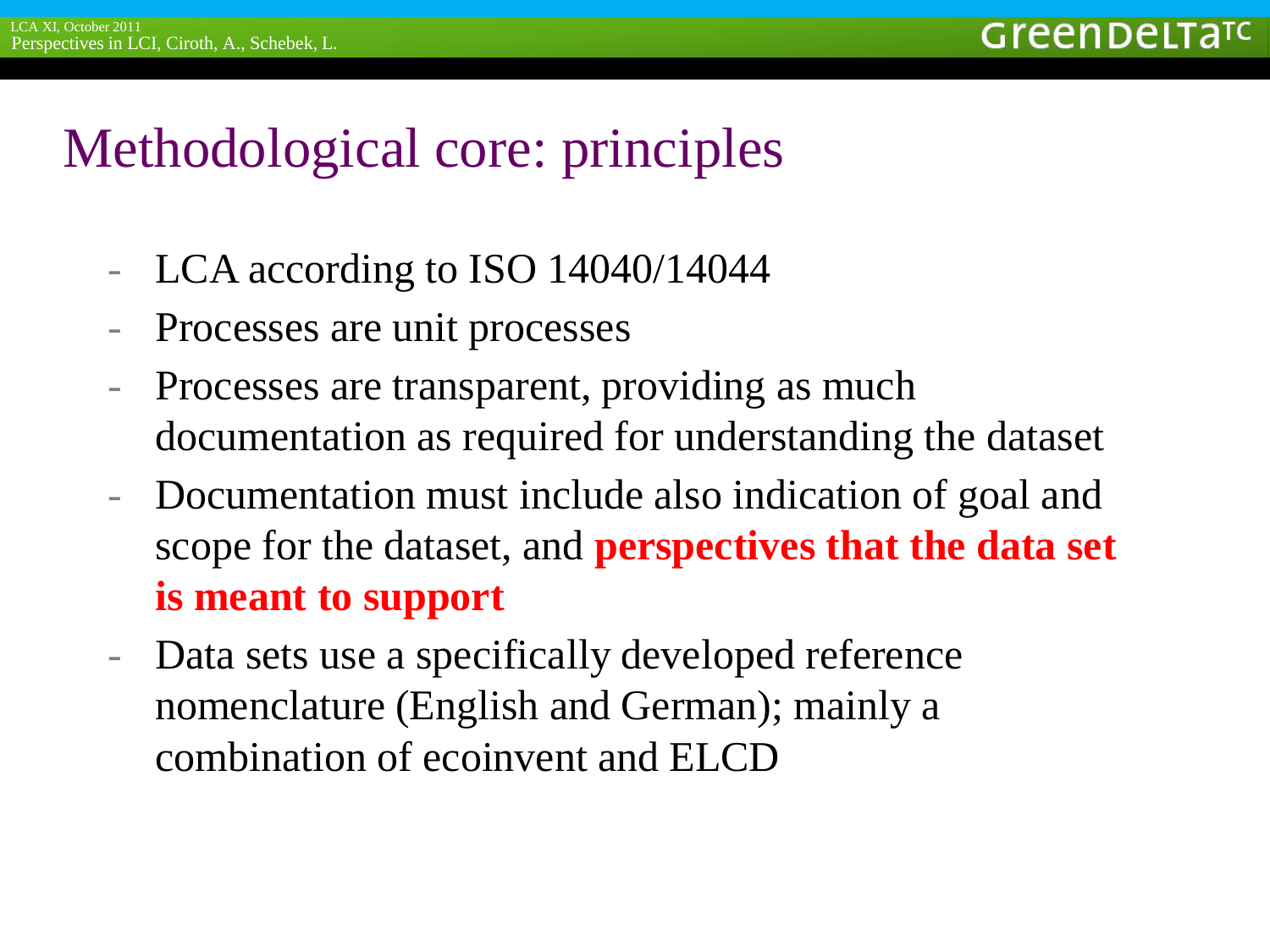# Methodological core: principles

- LCA according to ISO 14040/14044
- Processes are unit processes
- Processes are transparent, providing as much documentation as required for understanding the dataset
- Documentation must include also indication of goal and scope for the dataset, and **perspectives that the data set is meant to support**
- Data sets use a specifically developed reference nomenclature (English and German); mainly a combination of ecoinvent and ELCD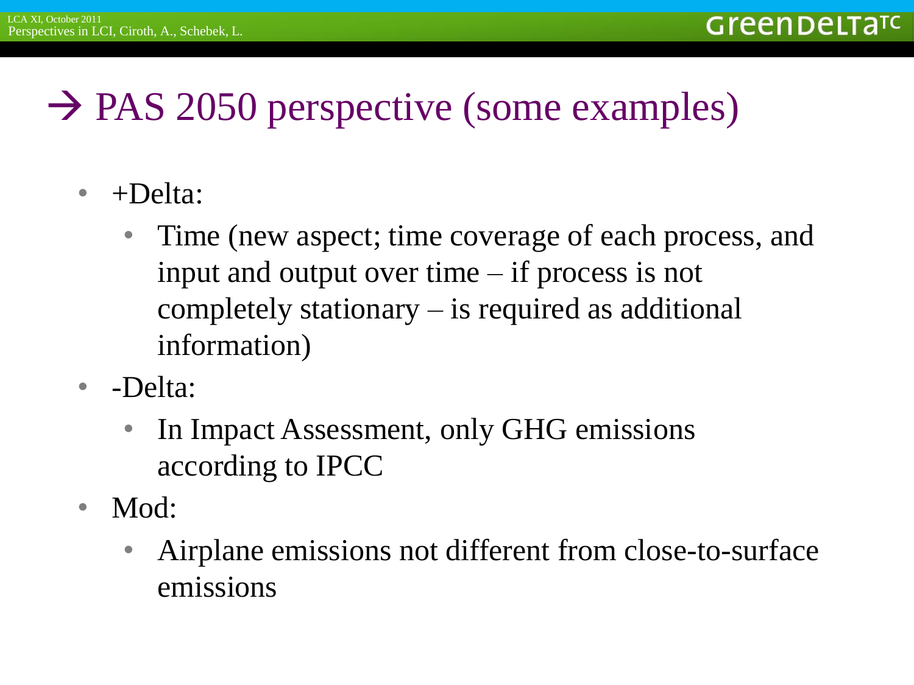# → PAS 2050 perspective (some examples)

- +Delta:
  - Time (new aspect; time coverage of each process, and input and output over time – if process is not completely stationary – is required as additional information)
- -Delta:
  - In Impact Assessment, only GHG emissions according to IPCC
- Mod:
  - Airplane emissions not different from close-to-surface emissions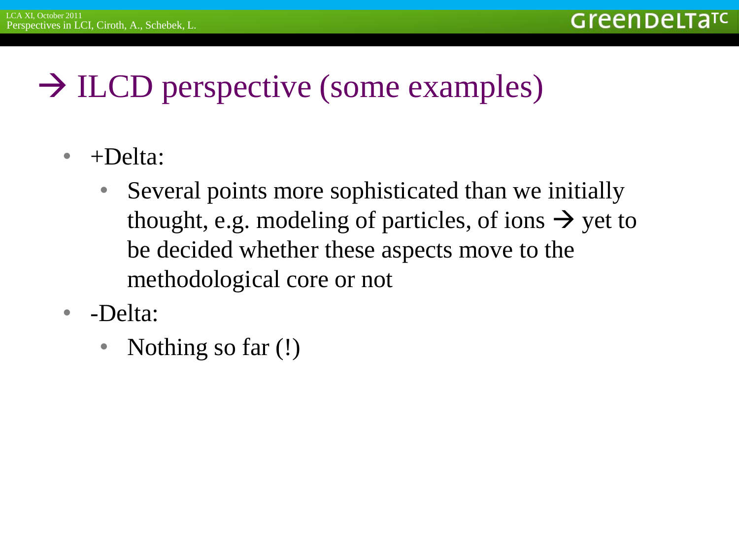# → ILCD perspective (some examples)

- +Delta:
  - Several points more sophisticated than we initially thought, e.g. modeling of particles, of ions → yet to be decided whether these aspects move to the methodological core or not
- -Delta:
  - Nothing so far (!)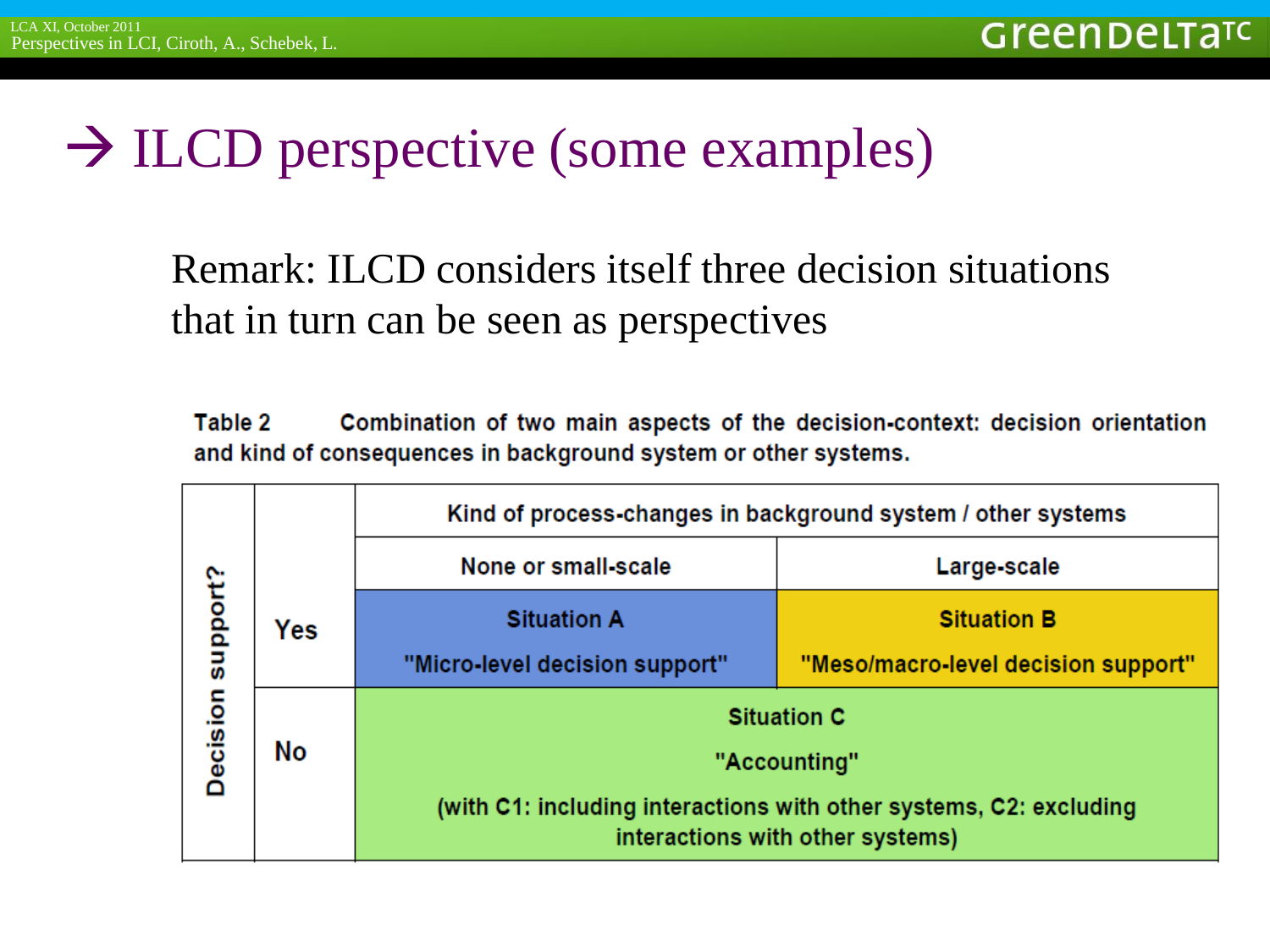# → ILCD perspective (some examples)

Remark: ILCD considers itself three decision situations that in turn can be seen as perspectives

**Table 2** **Combination of two main aspects of the decision-context: decision orientation and kind of consequences in background system or other systems.**

| Decision support? | | Kind of process-changes in background system / other systems | |
|---|---|---|---|
| | | None or small-scale | Large-scale |
| | Yes | **Situation A** "Micro-level decision support" | **Situation B** "Meso/macro-level decision support" |
| | No | **Situation C** "Accounting" (with **C1**: including interactions with other systems, **C2**: excluding interactions with other systems) | |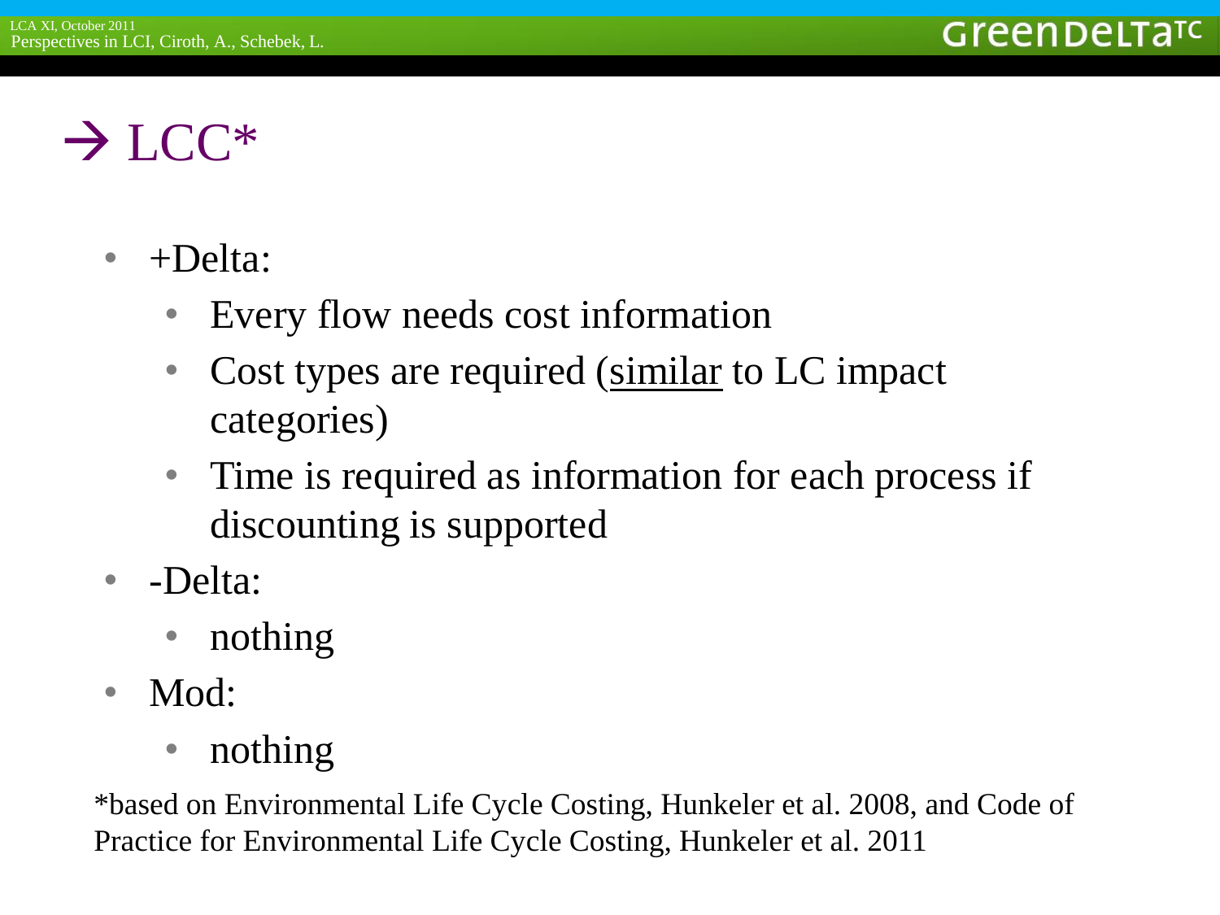# → LCC*

- +Delta:
  - Every flow needs cost information
  - Cost types are required (<u>similar</u> to LC impact categories)
  - Time is required as information for each process if discounting is supported
- -Delta:
  - nothing
- Mod:
  - nothing

*based on Environmental Life Cycle Costing, Hunkeler et al. 2008, and Code of Practice for Environmental Life Cycle Costing, Hunkeler et al. 2011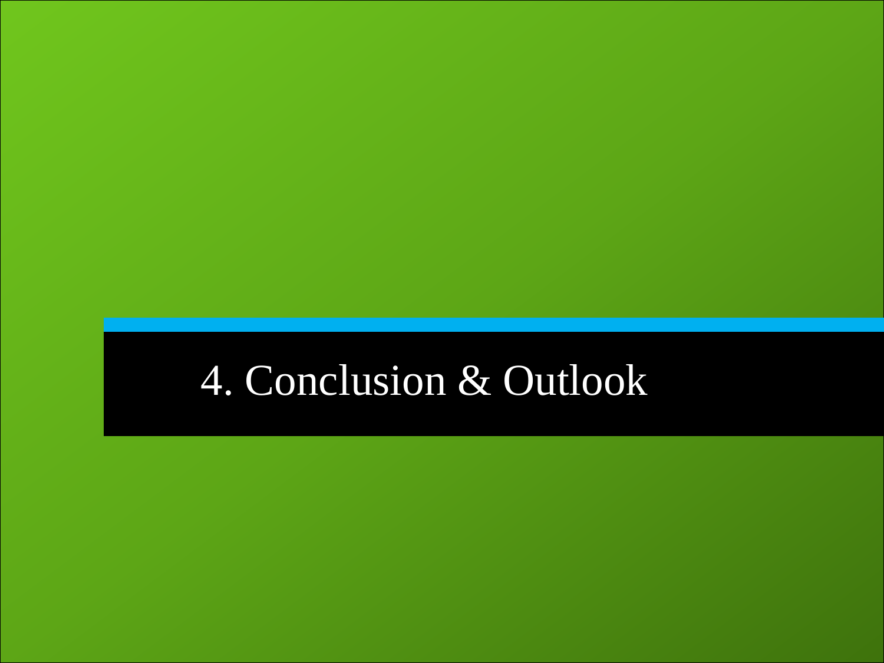# 4. Conclusion & Outlook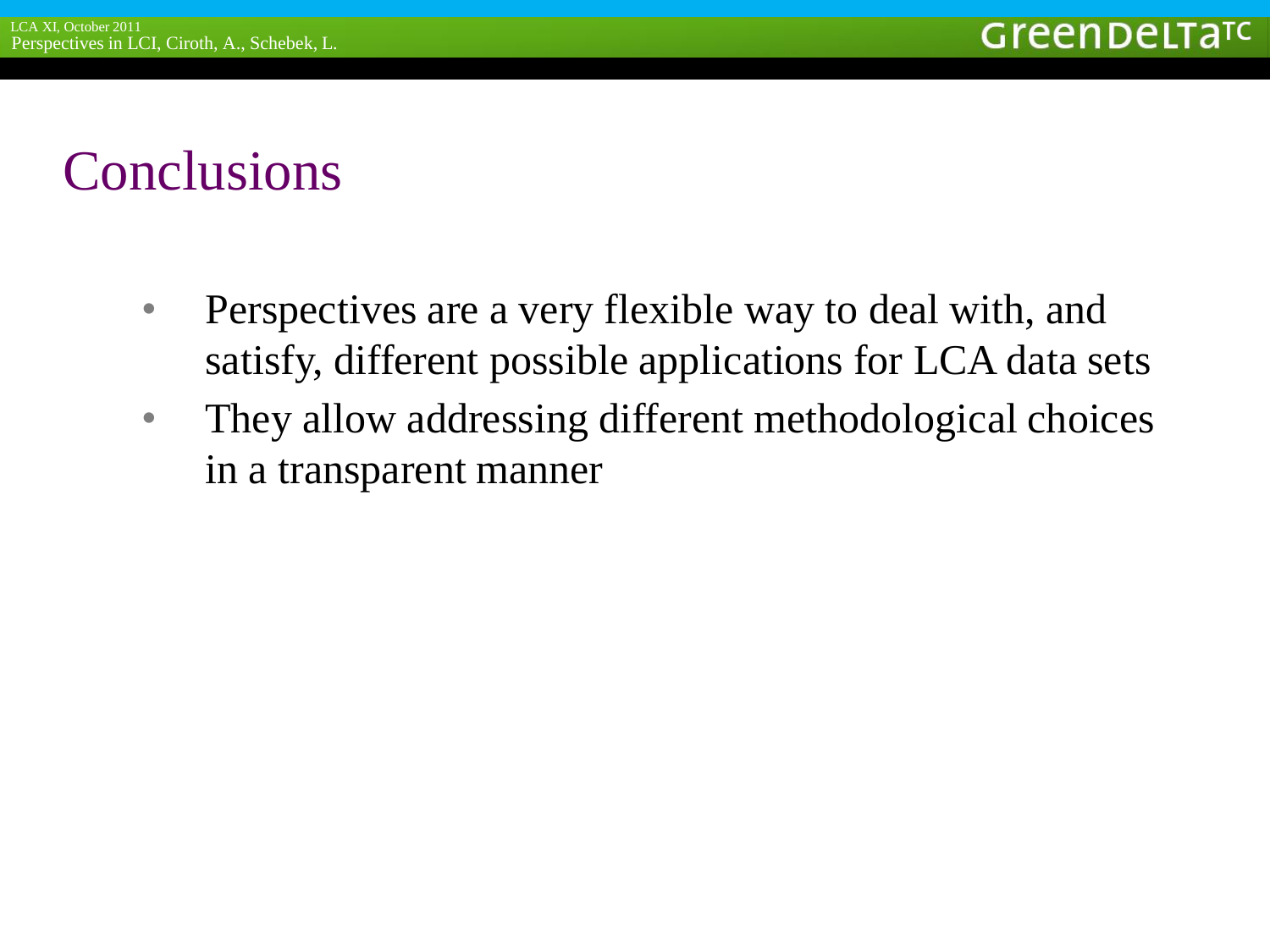# Conclusions

- Perspectives are a very flexible way to deal with, and satisfy, different possible applications for LCA data sets
- They allow addressing different methodological choices in a transparent manner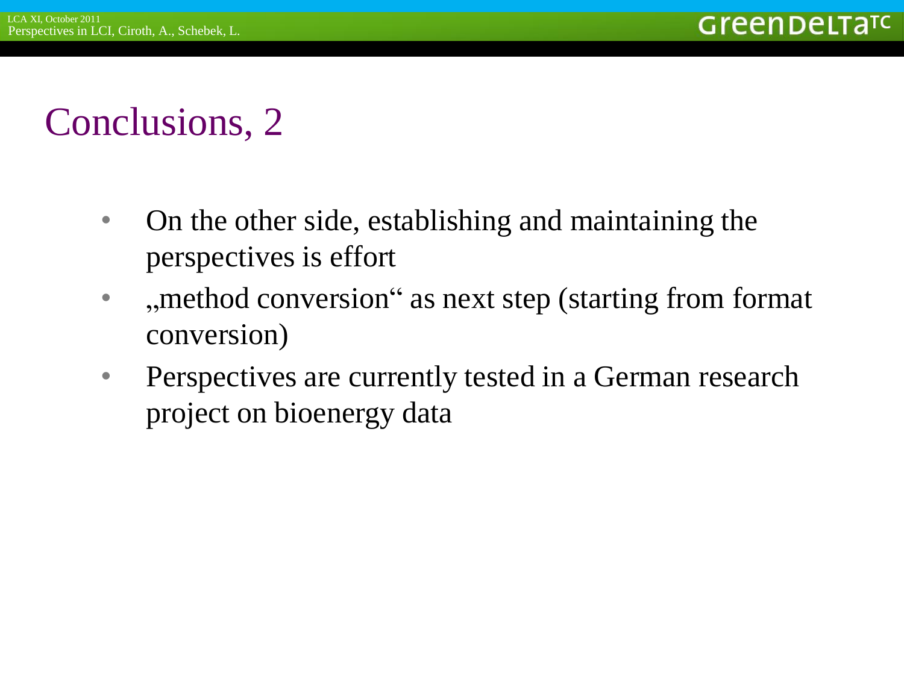# Conclusions, 2

- On the other side, establishing and maintaining the perspectives is effort
- „method conversion“ as next step (starting from format conversion)
- Perspectives are currently tested in a German research project on bioenergy data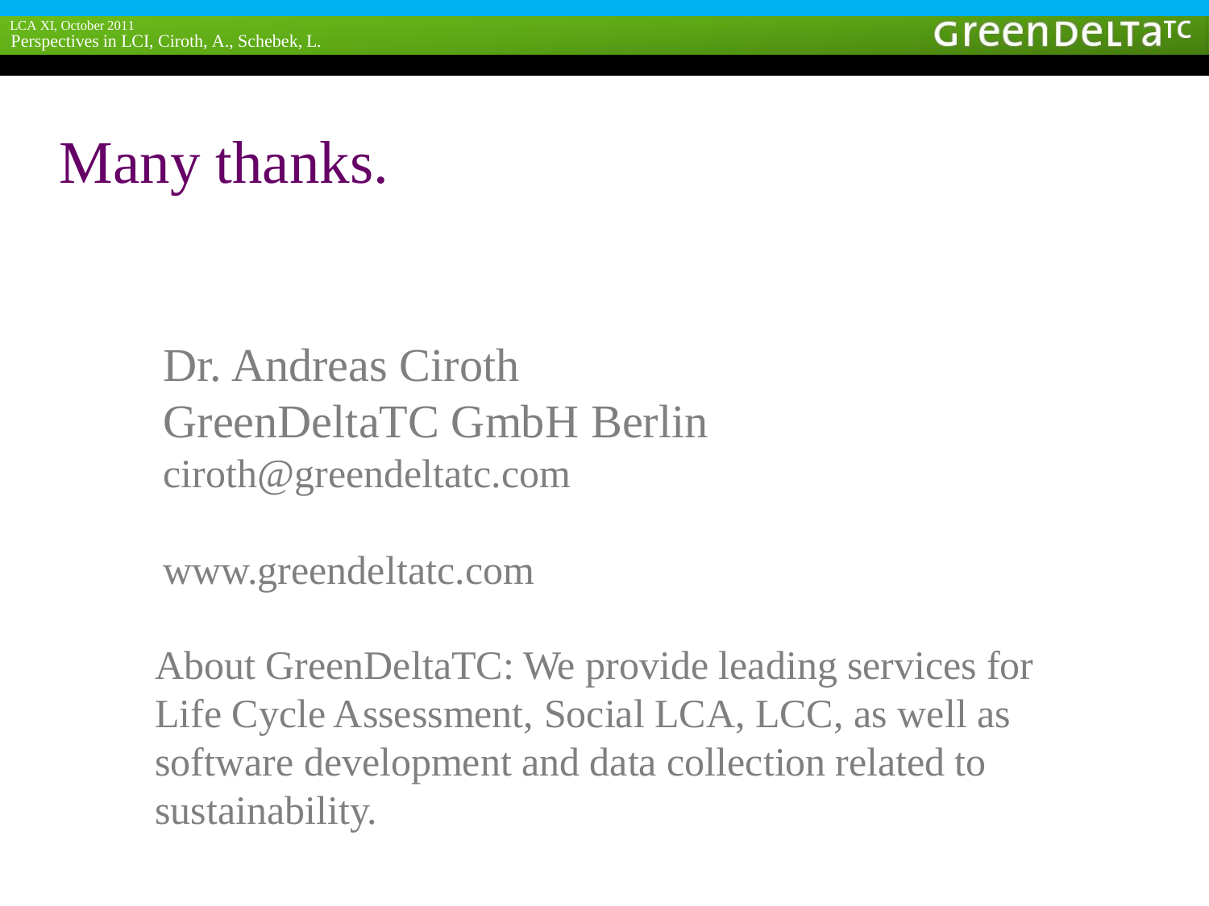# Many thanks.

Dr. Andreas Ciroth
GreenDeltaTC GmbH Berlin
ciroth@greendeltatc.com

www.greendeltatc.com

About GreenDeltaTC: We provide leading services for Life Cycle Assessment, Social LCA, LCC, as well as software development and data collection related to sustainability.